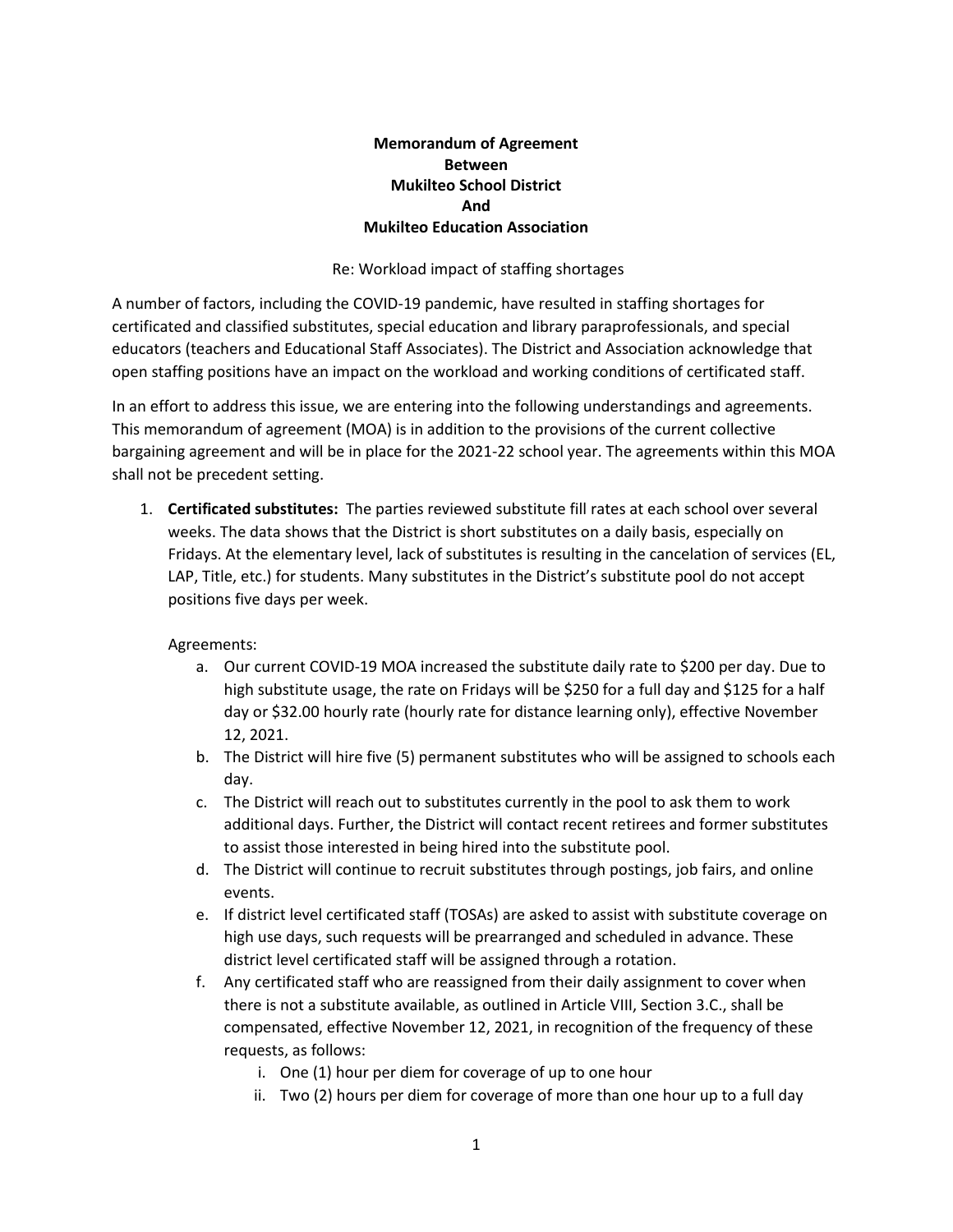**Memorandum of Agreement**
**Between**
**Mukilteo School District**
**And**
**Mukilteo Education Association**

Re: Workload impact of staffing shortages

A number of factors, including the COVID-19 pandemic, have resulted in staffing shortages for certificated and classified substitutes, special education and library paraprofessionals, and special educators (teachers and Educational Staff Associates). The District and Association acknowledge that open staffing positions have an impact on the workload and working conditions of certificated staff.

In an effort to address this issue, we are entering into the following understandings and agreements. This memorandum of agreement (MOA) is in addition to the provisions of the current collective bargaining agreement and will be in place for the 2021-22 school year. The agreements within this MOA shall not be precedent setting.

1. **Certificated substitutes:** The parties reviewed substitute fill rates at each school over several weeks. The data shows that the District is short substitutes on a daily basis, especially on Fridays. At the elementary level, lack of substitutes is resulting in the cancelation of services (EL, LAP, Title, etc.) for students. Many substitutes in the District's substitute pool do not accept positions five days per week.

   Agreements:

   a. Our current COVID-19 MOA increased the substitute daily rate to $200 per day. Due to high substitute usage, the rate on Fridays will be $250 for a full day and $125 for a half day or $32.00 hourly rate (hourly rate for distance learning only), effective November 12, 2021.

   b. The District will hire five (5) permanent substitutes who will be assigned to schools each day.

   c. The District will reach out to substitutes currently in the pool to ask them to work additional days. Further, the District will contact recent retirees and former substitutes to assist those interested in being hired into the substitute pool.

   d. The District will continue to recruit substitutes through postings, job fairs, and online events.

   e. If district level certificated staff (TOSAs) are asked to assist with substitute coverage on high use days, such requests will be prearranged and scheduled in advance. These district level certificated staff will be assigned through a rotation.

   f. Any certificated staff who are reassigned from their daily assignment to cover when there is not a substitute available, as outlined in Article VIII, Section 3.C., shall be compensated, effective November 12, 2021, in recognition of the frequency of these requests, as follows:

      i. One (1) hour per diem for coverage of up to one hour

      ii. Two (2) hours per diem for coverage of more than one hour up to a full day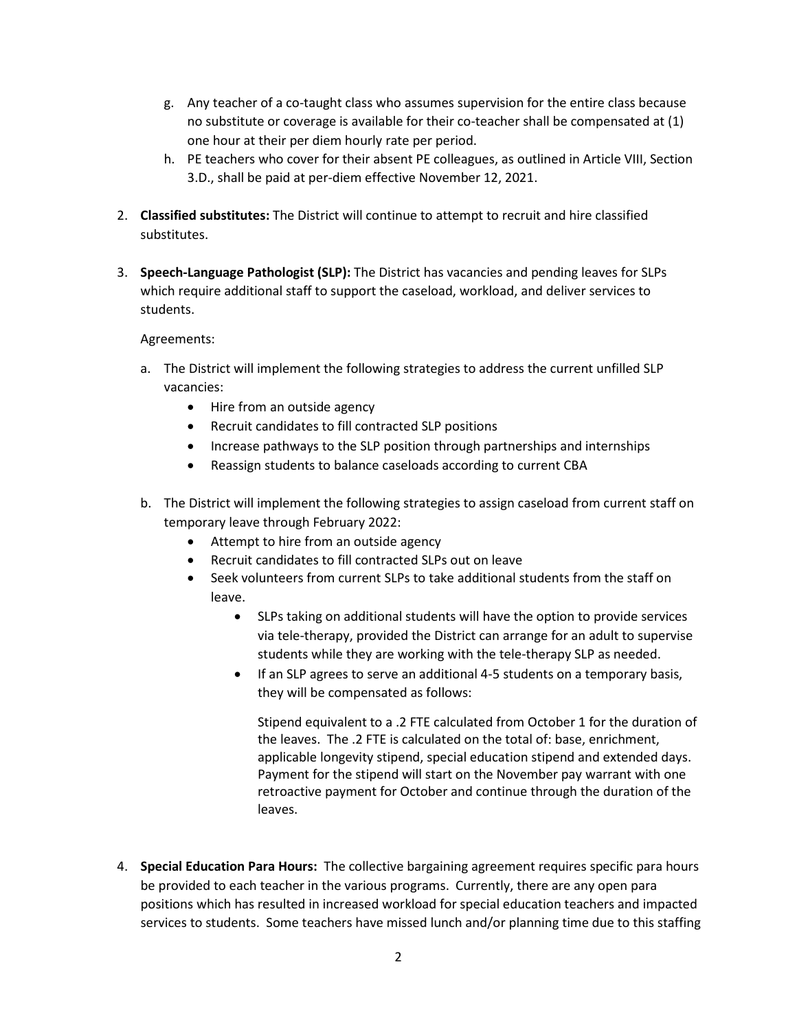g. Any teacher of a co-taught class who assumes supervision for the entire class because no substitute or coverage is available for their co-teacher shall be compensated at (1) one hour at their per diem hourly rate per period.

h. PE teachers who cover for their absent PE colleagues, as outlined in Article VIII, Section 3.D., shall be paid at per-diem effective November 12, 2021.

2. **Classified substitutes:** The District will continue to attempt to recruit and hire classified substitutes.

3. **Speech-Language Pathologist (SLP):** The District has vacancies and pending leaves for SLPs which require additional staff to support the caseload, workload, and deliver services to students.

   Agreements:

   a. The District will implement the following strategies to address the current unfilled SLP vacancies:
      - Hire from an outside agency
      - Recruit candidates to fill contracted SLP positions
      - Increase pathways to the SLP position through partnerships and internships
      - Reassign students to balance caseloads according to current CBA

   b. The District will implement the following strategies to assign caseload from current staff on temporary leave through February 2022:
      - Attempt to hire from an outside agency
      - Recruit candidates to fill contracted SLPs out on leave
      - Seek volunteers from current SLPs to take additional students from the staff on leave.
        - SLPs taking on additional students will have the option to provide services via tele-therapy, provided the District can arrange for an adult to supervise students while they are working with the tele-therapy SLP as needed.
        - If an SLP agrees to serve an additional 4-5 students on a temporary basis, they will be compensated as follows:

          Stipend equivalent to a .2 FTE calculated from October 1 for the duration of the leaves. The .2 FTE is calculated on the total of: base, enrichment, applicable longevity stipend, special education stipend and extended days. Payment for the stipend will start on the November pay warrant with one retroactive payment for October and continue through the duration of the leaves.

4. **Special Education Para Hours:** The collective bargaining agreement requires specific para hours be provided to each teacher in the various programs. Currently, there are any open para positions which has resulted in increased workload for special education teachers and impacted services to students. Some teachers have missed lunch and/or planning time due to this staffing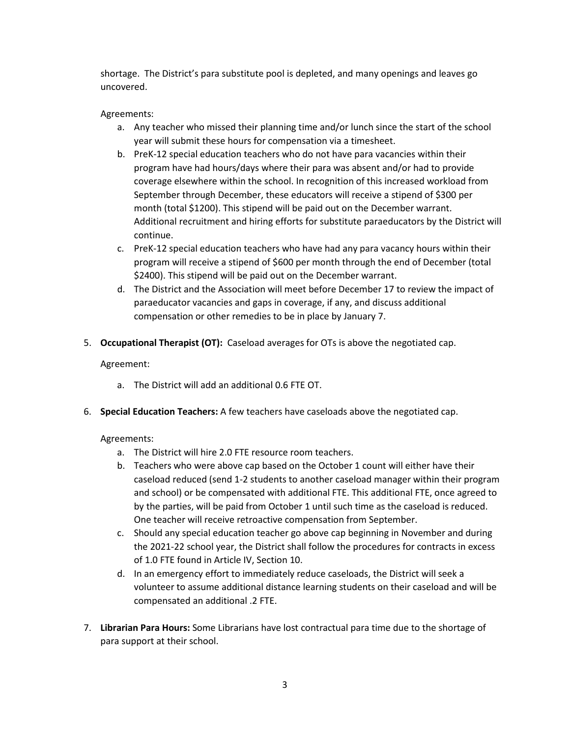shortage. The District's para substitute pool is depleted, and many openings and leaves go uncovered.

Agreements:

a. Any teacher who missed their planning time and/or lunch since the start of the school year will submit these hours for compensation via a timesheet.
b. PreK-12 special education teachers who do not have para vacancies within their program have had hours/days where their para was absent and/or had to provide coverage elsewhere within the school. In recognition of this increased workload from September through December, these educators will receive a stipend of $300 per month (total $1200). This stipend will be paid out on the December warrant. Additional recruitment and hiring efforts for substitute paraeducators by the District will continue.
c. PreK-12 special education teachers who have had any para vacancy hours within their program will receive a stipend of $600 per month through the end of December (total $2400). This stipend will be paid out on the December warrant.
d. The District and the Association will meet before December 17 to review the impact of paraeducator vacancies and gaps in coverage, if any, and discuss additional compensation or other remedies to be in place by January 7.

5. **Occupational Therapist (OT):** Caseload averages for OTs is above the negotiated cap.

   Agreement:

   a. The District will add an additional 0.6 FTE OT.

6. **Special Education Teachers:** A few teachers have caseloads above the negotiated cap.

   Agreements:

   a. The District will hire 2.0 FTE resource room teachers.
   b. Teachers who were above cap based on the October 1 count will either have their caseload reduced (send 1-2 students to another caseload manager within their program and school) or be compensated with additional FTE. This additional FTE, once agreed to by the parties, will be paid from October 1 until such time as the caseload is reduced. One teacher will receive retroactive compensation from September.
   c. Should any special education teacher go above cap beginning in November and during the 2021-22 school year, the District shall follow the procedures for contracts in excess of 1.0 FTE found in Article IV, Section 10.
   d. In an emergency effort to immediately reduce caseloads, the District will seek a volunteer to assume additional distance learning students on their caseload and will be compensated an additional .2 FTE.

7. **Librarian Para Hours:** Some Librarians have lost contractual para time due to the shortage of para support at their school.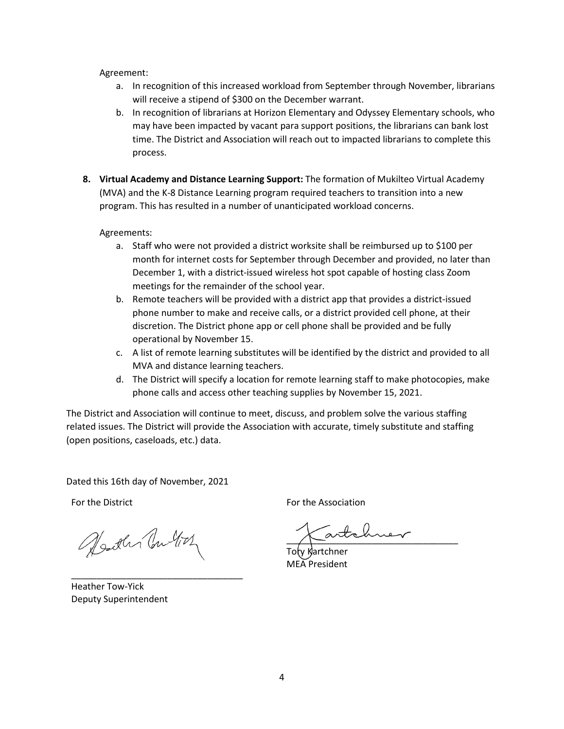Agreement:

a. In recognition of this increased workload from September through November, librarians will receive a stipend of $300 on the December warrant.
b. In recognition of librarians at Horizon Elementary and Odyssey Elementary schools, who may have been impacted by vacant para support positions, the librarians can bank lost time. The District and Association will reach out to impacted librarians to complete this process.

8. **Virtual Academy and Distance Learning Support:** The formation of Mukilteo Virtual Academy (MVA) and the K-8 Distance Learning program required teachers to transition into a new program. This has resulted in a number of unanticipated workload concerns.

Agreements:

a. Staff who were not provided a district worksite shall be reimbursed up to $100 per month for internet costs for September through December and provided, no later than December 1, with a district-issued wireless hot spot capable of hosting class Zoom meetings for the remainder of the school year.
b. Remote teachers will be provided with a district app that provides a district-issued phone number to make and receive calls, or a district provided cell phone, at their discretion. The District phone app or cell phone shall be provided and be fully operational by November 15.
c. A list of remote learning substitutes will be identified by the district and provided to all MVA and distance learning teachers.
d. The District will specify a location for remote learning staff to make photocopies, make phone calls and access other teaching supplies by November 15, 2021.

The District and Association will continue to meet, discuss, and problem solve the various staffing related issues. The District will provide the Association with accurate, timely substitute and staffing (open positions, caseloads, etc.) data.

Dated this 16th day of November, 2021

For the District

Heather Tow-Yick
Deputy Superintendent

For the Association

Tory Kartchner
MEA President